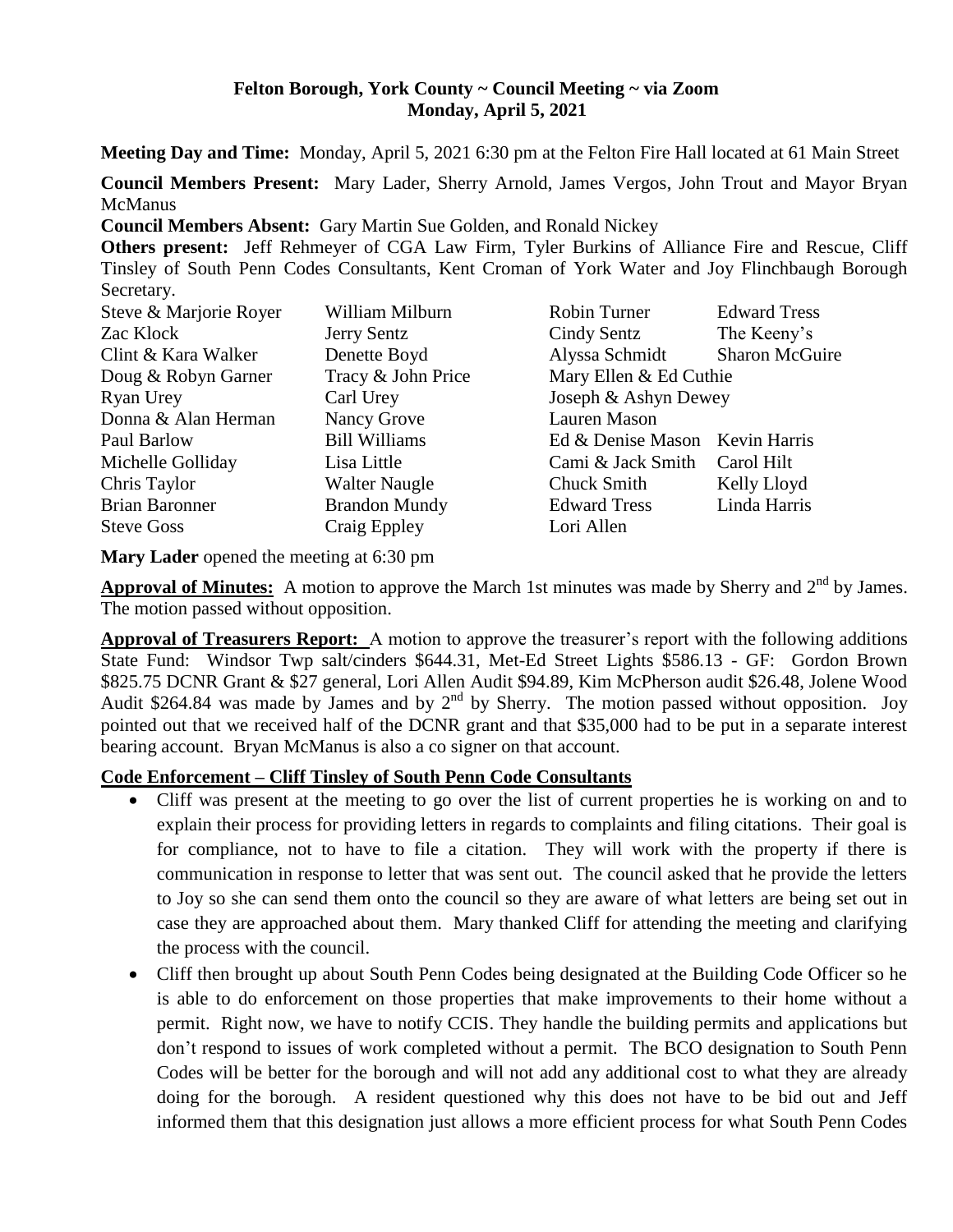**Felton Borough, York County ~ Council Meeting ~ via Zoom**
**Monday, April 5, 2021**

**Meeting Day and Time:** Monday, April 5, 2021 6:30 pm at the Felton Fire Hall located at 61 Main Street

**Council Members Present:** Mary Lader, Sherry Arnold, James Vergos, John Trout and Mayor Bryan McManus

**Council Members Absent:** Gary Martin Sue Golden, and Ronald Nickey

**Others present:** Jeff Rehmeyer of CGA Law Firm, Tyler Burkins of Alliance Fire and Rescue, Cliff Tinsley of South Penn Codes Consultants, Kent Croman of York Water and Joy Flinchbaugh Borough Secretary.

| | | | |
|---|---|---|---|
| Steve & Marjorie Royer | William Milburn | Robin Turner | Edward Tress |
| Zac Klock | Jerry Sentz | Cindy Sentz | The Keeny's |
| Clint & Kara Walker | Denette Boyd | Alyssa Schmidt | Sharon McGuire |
| Doug & Robyn Garner | Tracy & John Price | Mary Ellen & Ed Cuthie | |
| Ryan Urey | Carl Urey | Joseph & Ashyn Dewey | |
| Donna & Alan Herman | Nancy Grove | Lauren Mason | |
| Paul Barlow | Bill Williams | Ed & Denise Mason | Kevin Harris |
| Michelle Golliday | Lisa Little | Cami & Jack Smith | Carol Hilt |
| Chris Taylor | Walter Naugle | Chuck Smith | Kelly Lloyd |
| Brian Baronner | Brandon Mundy | Edward Tress | Linda Harris |
| Steve Goss | Craig Eppley | Lori Allen | |

**Mary Lader** opened the meeting at 6:30 pm

**Approval of Minutes:** A motion to approve the March 1st minutes was made by Sherry and 2nd by James. The motion passed without opposition.

**Approval of Treasurers Report:** A motion to approve the treasurer's report with the following additions State Fund: Windsor Twp salt/cinders \$644.31, Met-Ed Street Lights \$586.13 - GF: Gordon Brown \$825.75 DCNR Grant & \$27 general, Lori Allen Audit \$94.89, Kim McPherson audit \$26.48, Jolene Wood Audit \$264.84 was made by James and by 2nd by Sherry. The motion passed without opposition. Joy pointed out that we received half of the DCNR grant and that \$35,000 had to be put in a separate interest bearing account. Bryan McManus is also a co signer on that account.

**Code Enforcement – Cliff Tinsley of South Penn Code Consultants**

- Cliff was present at the meeting to go over the list of current properties he is working on and to explain their process for providing letters in regards to complaints and filing citations. Their goal is for compliance, not to have to file a citation. They will work with the property if there is communication in response to letter that was sent out. The council asked that he provide the letters to Joy so she can send them onto the council so they are aware of what letters are being set out in case they are approached about them. Mary thanked Cliff for attending the meeting and clarifying the process with the council.
- Cliff then brought up about South Penn Codes being designated at the Building Code Officer so he is able to do enforcement on those properties that make improvements to their home without a permit. Right now, we have to notify CCIS. They handle the building permits and applications but don't respond to issues of work completed without a permit. The BCO designation to South Penn Codes will be better for the borough and will not add any additional cost to what they are already doing for the borough. A resident questioned why this does not have to be bid out and Jeff informed them that this designation just allows a more efficient process for what South Penn Codes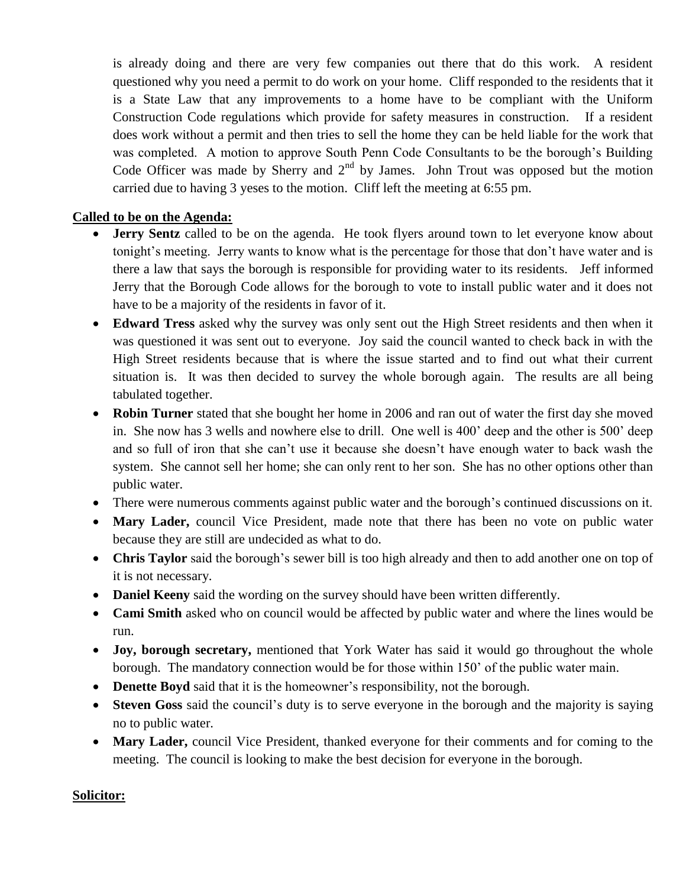is already doing and there are very few companies out there that do this work. A resident questioned why you need a permit to do work on your home. Cliff responded to the residents that it is a State Law that any improvements to a home have to be compliant with the Uniform Construction Code regulations which provide for safety measures in construction. If a resident does work without a permit and then tries to sell the home they can be held liable for the work that was completed. A motion to approve South Penn Code Consultants to be the borough's Building Code Officer was made by Sherry and 2nd by James. John Trout was opposed but the motion carried due to having 3 yeses to the motion. Cliff left the meeting at 6:55 pm.

**Called to be on the Agenda:**

- **Jerry Sentz** called to be on the agenda. He took flyers around town to let everyone know about tonight's meeting. Jerry wants to know what is the percentage for those that don't have water and is there a law that says the borough is responsible for providing water to its residents. Jeff informed Jerry that the Borough Code allows for the borough to vote to install public water and it does not have to be a majority of the residents in favor of it.
- **Edward Tress** asked why the survey was only sent out the High Street residents and then when it was questioned it was sent out to everyone. Joy said the council wanted to check back in with the High Street residents because that is where the issue started and to find out what their current situation is. It was then decided to survey the whole borough again. The results are all being tabulated together.
- **Robin Turner** stated that she bought her home in 2006 and ran out of water the first day she moved in. She now has 3 wells and nowhere else to drill. One well is 400' deep and the other is 500' deep and so full of iron that she can't use it because she doesn't have enough water to back wash the system. She cannot sell her home; she can only rent to her son. She has no other options other than public water.
- There were numerous comments against public water and the borough's continued discussions on it.
- **Mary Lader,** council Vice President, made note that there has been no vote on public water because they are still are undecided as what to do.
- **Chris Taylor** said the borough's sewer bill is too high already and then to add another one on top of it is not necessary.
- **Daniel Keeny** said the wording on the survey should have been written differently.
- **Cami Smith** asked who on council would be affected by public water and where the lines would be run.
- **Joy, borough secretary,** mentioned that York Water has said it would go throughout the whole borough. The mandatory connection would be for those within 150' of the public water main.
- **Denette Boyd** said that it is the homeowner's responsibility, not the borough.
- **Steven Goss** said the council's duty is to serve everyone in the borough and the majority is saying no to public water.
- **Mary Lader,** council Vice President, thanked everyone for their comments and for coming to the meeting. The council is looking to make the best decision for everyone in the borough.

**Solicitor:**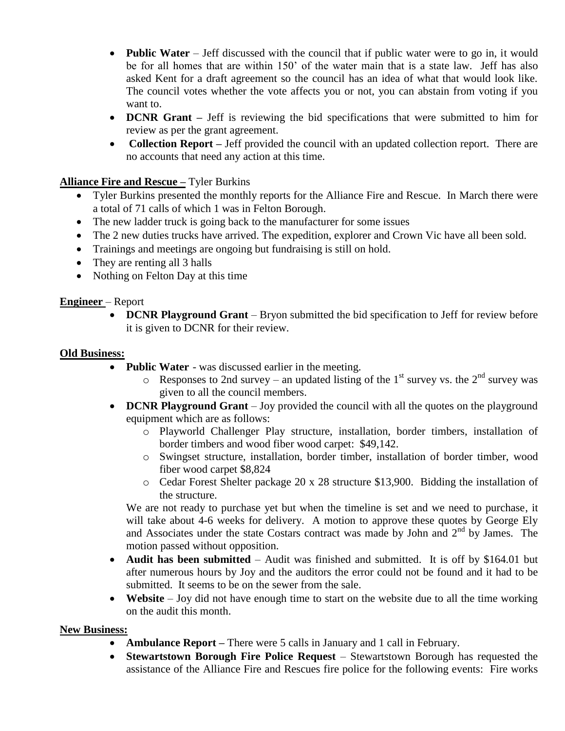- **Public Water** – Jeff discussed with the council that if public water were to go in, it would be for all homes that are within 150' of the water main that is a state law. Jeff has also asked Kent for a draft agreement so the council has an idea of what that would look like. The council votes whether the vote affects you or not, you can abstain from voting if you want to.
- **DCNR Grant –** Jeff is reviewing the bid specifications that were submitted to him for review as per the grant agreement.
- **Collection Report –** Jeff provided the council with an updated collection report. There are no accounts that need any action at this time.

**Alliance Fire and Rescue –** Tyler Burkins

- Tyler Burkins presented the monthly reports for the Alliance Fire and Rescue. In March there were a total of 71 calls of which 1 was in Felton Borough.
- The new ladder truck is going back to the manufacturer for some issues
- The 2 new duties trucks have arrived. The expedition, explorer and Crown Vic have all been sold.
- Trainings and meetings are ongoing but fundraising is still on hold.
- They are renting all 3 halls
- Nothing on Felton Day at this time

**Engineer** – Report

- **DCNR Playground Grant** – Bryon submitted the bid specification to Jeff for review before it is given to DCNR for their review.

**Old Business:**

- **Public Water** - was discussed earlier in the meeting.
  - Responses to 2nd survey – an updated listing of the 1st survey vs. the 2nd survey was given to all the council members.
- **DCNR Playground Grant** – Joy provided the council with all the quotes on the playground equipment which are as follows:
  - Playworld Challenger Play structure, installation, border timbers, installation of border timbers and wood fiber wood carpet: $49,142.
  - Swingset structure, installation, border timber, installation of border timber, wood fiber wood carpet $8,824
  - Cedar Forest Shelter package 20 x 28 structure $13,900. Bidding the installation of the structure.

  We are not ready to purchase yet but when the timeline is set and we need to purchase, it will take about 4-6 weeks for delivery. A motion to approve these quotes by George Ely and Associates under the state Costars contract was made by John and 2nd by James. The motion passed without opposition.
- **Audit has been submitted** – Audit was finished and submitted. It is off by $164.01 but after numerous hours by Joy and the auditors the error could not be found and it had to be submitted. It seems to be on the sewer from the sale.
- **Website** – Joy did not have enough time to start on the website due to all the time working on the audit this month.

**New Business:**

- **Ambulance Report –** There were 5 calls in January and 1 call in February.
- **Stewartstown Borough Fire Police Request** – Stewartstown Borough has requested the assistance of the Alliance Fire and Rescues fire police for the following events: Fire works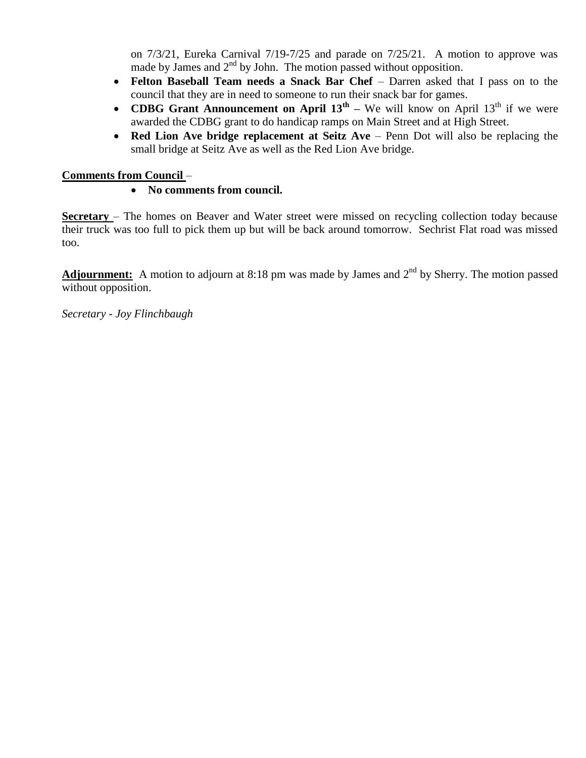on 7/3/21, Eureka Carnival 7/19-7/25 and parade on 7/25/21. A motion to approve was made by James and 2nd by John. The motion passed without opposition.

- **Felton Baseball Team needs a Snack Bar Chef** – Darren asked that I pass on to the council that they are in need to someone to run their snack bar for games.
- **CDBG Grant Announcement on April 13th –** We will know on April 13th if we were awarded the CDBG grant to do handicap ramps on Main Street and at High Street.
- **Red Lion Ave bridge replacement at Seitz Ave** – Penn Dot will also be replacing the small bridge at Seitz Ave as well as the Red Lion Ave bridge.

**Comments from Council** –

- **No comments from council.**

**Secretary** – The homes on Beaver and Water street were missed on recycling collection today because their truck was too full to pick them up but will be back around tomorrow. Sechrist Flat road was missed too.

**Adjournment:** A motion to adjourn at 8:18 pm was made by James and 2nd by Sherry. The motion passed without opposition.

*Secretary - Joy Flinchbaugh*